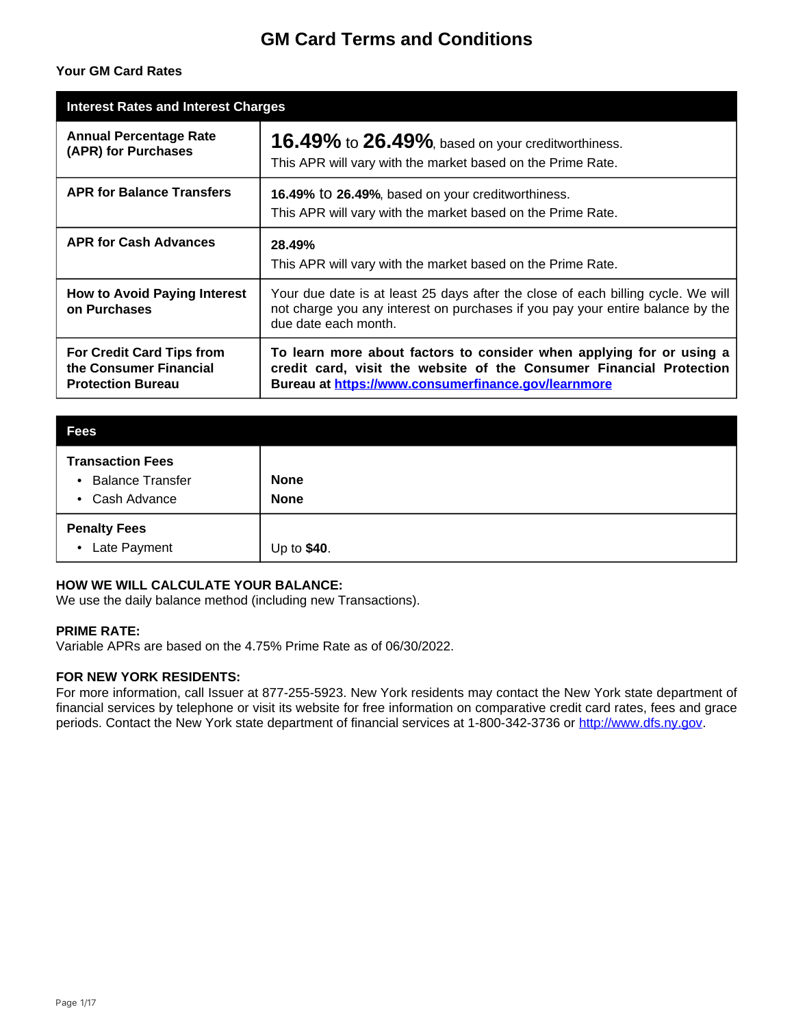# GM Card Terms and Conditions

**Your GM Card Rates**

| Interest Rates and Interest Charges | |
|---|---|
| **Annual Percentage Rate (APR) for Purchases** | **16.49%** to **26.49%**, based on your creditworthiness. This APR will vary with the market based on the Prime Rate. |
| **APR for Balance Transfers** | **16.49%** to **26.49%**, based on your creditworthiness. This APR will vary with the market based on the Prime Rate. |
| **APR for Cash Advances** | **28.49%** This APR will vary with the market based on the Prime Rate. |
| **How to Avoid Paying Interest on Purchases** | Your due date is at least 25 days after the close of each billing cycle. We will not charge you any interest on purchases if you pay your entire balance by the due date each month. |
| **For Credit Card Tips from the Consumer Financial Protection Bureau** | **To learn more about factors to consider when applying for or using a credit card, visit the website of the Consumer Financial Protection Bureau at [https://www.consumerfinance.gov/learnmore](https://www.consumerfinance.gov/learnmore)** |

| Fees | |
|---|---|
| **Transaction Fees** | |
| • Balance Transfer | **None** |
| • Cash Advance | **None** |
| **Penalty Fees** | |
| • Late Payment | Up to **$40**. |

**HOW WE WILL CALCULATE YOUR BALANCE:**
We use the daily balance method (including new Transactions).

**PRIME RATE:**
Variable APRs are based on the 4.75% Prime Rate as of 06/30/2022.

**FOR NEW YORK RESIDENTS:**
For more information, call Issuer at 877-255-5923. New York residents may contact the New York state department of financial services by telephone or visit its website for free information on comparative credit card rates, fees and grace periods. Contact the New York state department of financial services at 1-800-342-3736 or [http://www.dfs.ny.gov](http://www.dfs.ny.gov).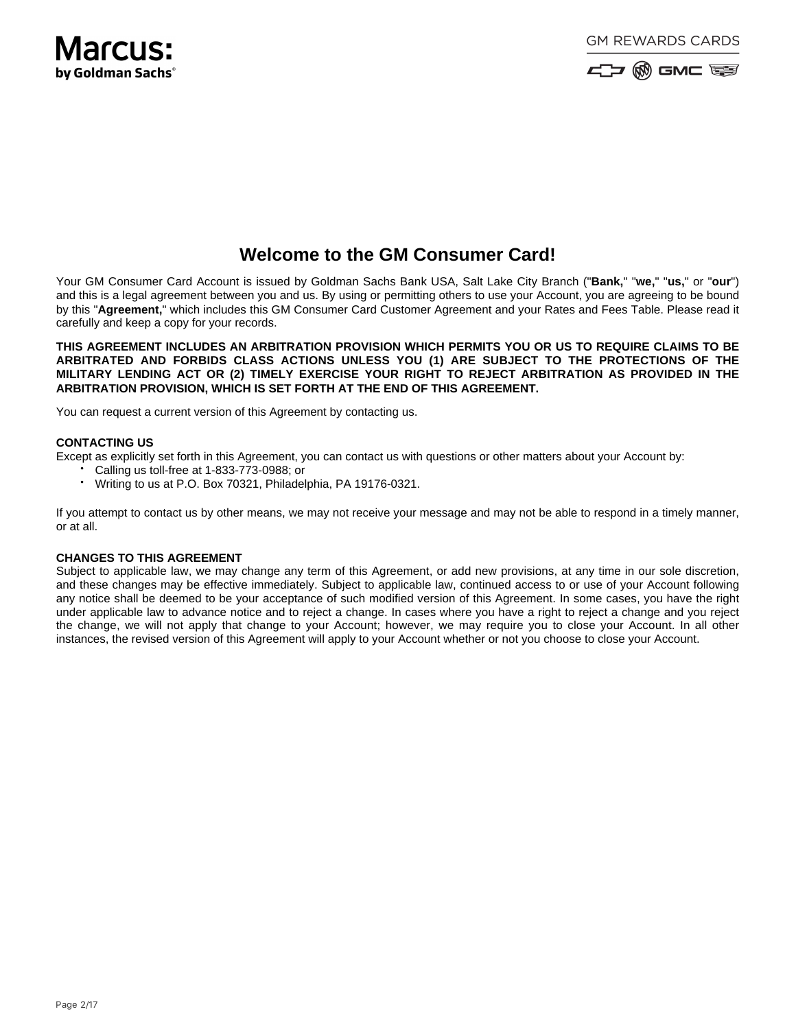# Welcome to the GM Consumer Card!

Your GM Consumer Card Account is issued by Goldman Sachs Bank USA, Salt Lake City Branch ("**Bank,**" "**we,**" "**us,**" or "**our**") and this is a legal agreement between you and us. By using or permitting others to use your Account, you are agreeing to be bound by this "**Agreement,**" which includes this GM Consumer Card Customer Agreement and your Rates and Fees Table. Please read it carefully and keep a copy for your records.

**THIS AGREEMENT INCLUDES AN ARBITRATION PROVISION WHICH PERMITS YOU OR US TO REQUIRE CLAIMS TO BE ARBITRATED AND FORBIDS CLASS ACTIONS UNLESS YOU (1) ARE SUBJECT TO THE PROTECTIONS OF THE MILITARY LENDING ACT OR (2) TIMELY EXERCISE YOUR RIGHT TO REJECT ARBITRATION AS PROVIDED IN THE ARBITRATION PROVISION, WHICH IS SET FORTH AT THE END OF THIS AGREEMENT.**

You can request a current version of this Agreement by contacting us.

**CONTACTING US**

Except as explicitly set forth in this Agreement, you can contact us with questions or other matters about your Account by:

- Calling us toll-free at 1-833-773-0988; or
- Writing to us at P.O. Box 70321, Philadelphia, PA 19176-0321.

If you attempt to contact us by other means, we may not receive your message and may not be able to respond in a timely manner, or at all.

**CHANGES TO THIS AGREEMENT**

Subject to applicable law, we may change any term of this Agreement, or add new provisions, at any time in our sole discretion, and these changes may be effective immediately. Subject to applicable law, continued access to or use of your Account following any notice shall be deemed to be your acceptance of such modified version of this Agreement. In some cases, you have the right under applicable law to advance notice and to reject a change. In cases where you have a right to reject a change and you reject the change, we will not apply that change to your Account; however, we may require you to close your Account. In all other instances, the revised version of this Agreement will apply to your Account whether or not you choose to close your Account.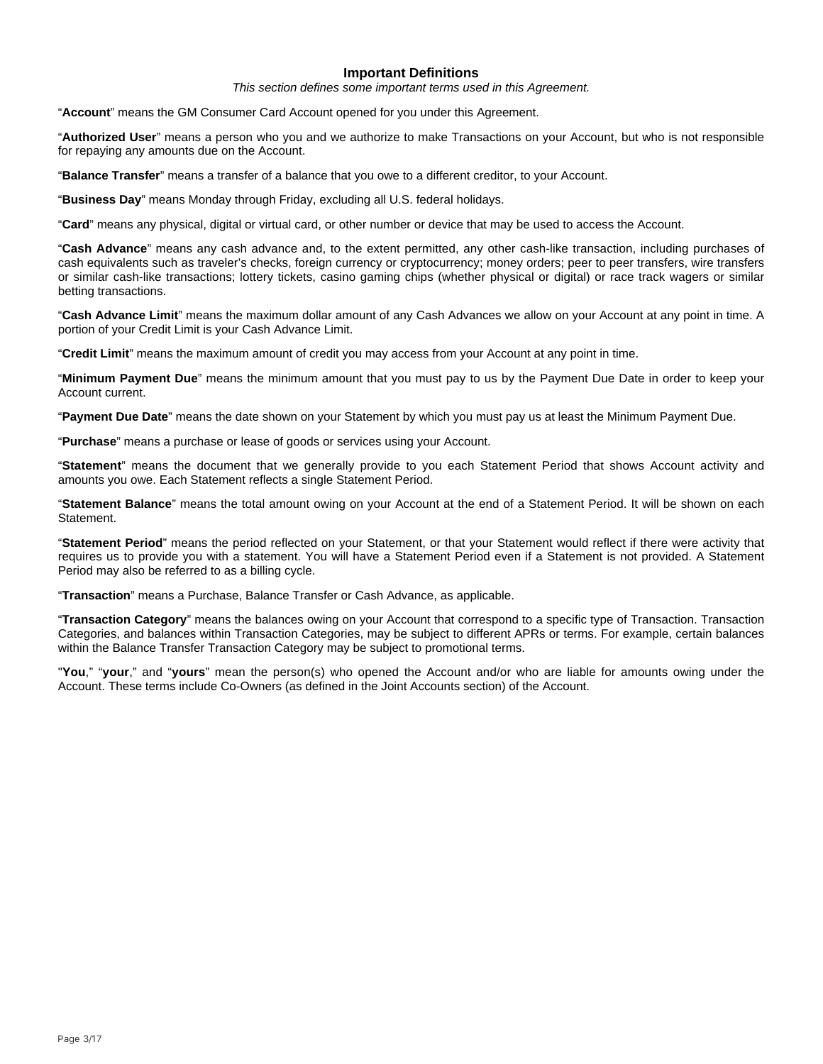## Important Definitions

*This section defines some important terms used in this Agreement.*

"**Account**" means the GM Consumer Card Account opened for you under this Agreement.

"**Authorized User**" means a person who you and we authorize to make Transactions on your Account, but who is not responsible for repaying any amounts due on the Account.

"**Balance Transfer**" means a transfer of a balance that you owe to a different creditor, to your Account.

"**Business Day**" means Monday through Friday, excluding all U.S. federal holidays.

"**Card**" means any physical, digital or virtual card, or other number or device that may be used to access the Account.

"**Cash Advance**" means any cash advance and, to the extent permitted, any other cash-like transaction, including purchases of cash equivalents such as traveler's checks, foreign currency or cryptocurrency; money orders; peer to peer transfers, wire transfers or similar cash-like transactions; lottery tickets, casino gaming chips (whether physical or digital) or race track wagers or similar betting transactions.

"**Cash Advance Limit**" means the maximum dollar amount of any Cash Advances we allow on your Account at any point in time. A portion of your Credit Limit is your Cash Advance Limit.

"**Credit Limit**" means the maximum amount of credit you may access from your Account at any point in time.

"**Minimum Payment Due**" means the minimum amount that you must pay to us by the Payment Due Date in order to keep your Account current.

"**Payment Due Date**" means the date shown on your Statement by which you must pay us at least the Minimum Payment Due.

"**Purchase**" means a purchase or lease of goods or services using your Account.

"**Statement**" means the document that we generally provide to you each Statement Period that shows Account activity and amounts you owe. Each Statement reflects a single Statement Period.

"**Statement Balance**" means the total amount owing on your Account at the end of a Statement Period. It will be shown on each Statement.

"**Statement Period**" means the period reflected on your Statement, or that your Statement would reflect if there were activity that requires us to provide you with a statement. You will have a Statement Period even if a Statement is not provided. A Statement Period may also be referred to as a billing cycle.

"**Transaction**" means a Purchase, Balance Transfer or Cash Advance, as applicable.

"**Transaction Category**" means the balances owing on your Account that correspond to a specific type of Transaction. Transaction Categories, and balances within Transaction Categories, may be subject to different APRs or terms. For example, certain balances within the Balance Transfer Transaction Category may be subject to promotional terms.

"**You**," "**your**," and "**yours**" mean the person(s) who opened the Account and/or who are liable for amounts owing under the Account. These terms include Co-Owners (as defined in the Joint Accounts section) of the Account.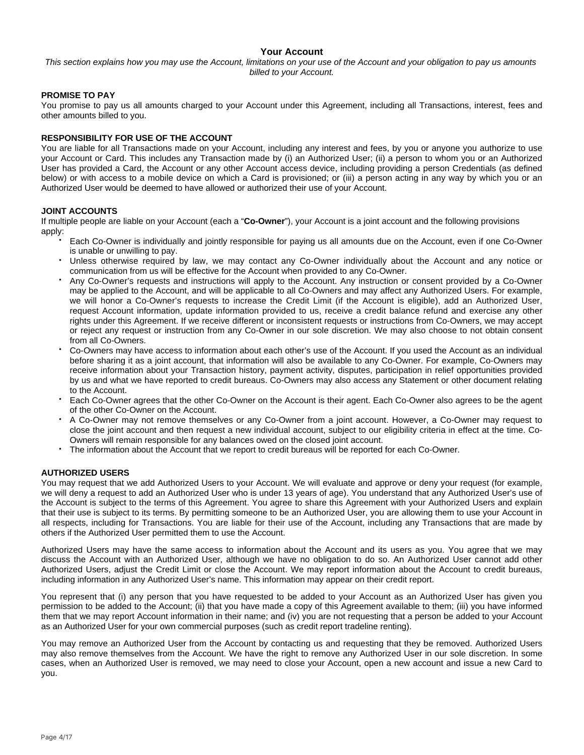## Your Account

*This section explains how you may use the Account, limitations on your use of the Account and your obligation to pay us amounts billed to your Account.*

**PROMISE TO PAY**

You promise to pay us all amounts charged to your Account under this Agreement, including all Transactions, interest, fees and other amounts billed to you.

**RESPONSIBILITY FOR USE OF THE ACCOUNT**

You are liable for all Transactions made on your Account, including any interest and fees, by you or anyone you authorize to use your Account or Card. This includes any Transaction made by (i) an Authorized User; (ii) a person to whom you or an Authorized User has provided a Card, the Account or any other Account access device, including providing a person Credentials (as defined below) or with access to a mobile device on which a Card is provisioned; or (iii) a person acting in any way by which you or an Authorized User would be deemed to have allowed or authorized their use of your Account.

**JOINT ACCOUNTS**

If multiple people are liable on your Account (each a "**Co-Owner**"), your Account is a joint account and the following provisions apply:

- Each Co-Owner is individually and jointly responsible for paying us all amounts due on the Account, even if one Co-Owner is unable or unwilling to pay.
- Unless otherwise required by law, we may contact any Co-Owner individually about the Account and any notice or communication from us will be effective for the Account when provided to any Co-Owner.
- Any Co-Owner's requests and instructions will apply to the Account. Any instruction or consent provided by a Co-Owner may be applied to the Account, and will be applicable to all Co-Owners and may affect any Authorized Users. For example, we will honor a Co-Owner's requests to increase the Credit Limit (if the Account is eligible), add an Authorized User, request Account information, update information provided to us, receive a credit balance refund and exercise any other rights under this Agreement. If we receive different or inconsistent requests or instructions from Co-Owners, we may accept or reject any request or instruction from any Co-Owner in our sole discretion. We may also choose to not obtain consent from all Co-Owners.
- Co-Owners may have access to information about each other's use of the Account. If you used the Account as an individual before sharing it as a joint account, that information will also be available to any Co-Owner. For example, Co-Owners may receive information about your Transaction history, payment activity, disputes, participation in relief opportunities provided by us and what we have reported to credit bureaus. Co-Owners may also access any Statement or other document relating to the Account.
- Each Co-Owner agrees that the other Co-Owner on the Account is their agent. Each Co-Owner also agrees to be the agent of the other Co-Owner on the Account.
- A Co-Owner may not remove themselves or any Co-Owner from a joint account. However, a Co-Owner may request to close the joint account and then request a new individual account, subject to our eligibility criteria in effect at the time. Co-Owners will remain responsible for any balances owed on the closed joint account.
- The information about the Account that we report to credit bureaus will be reported for each Co-Owner.

**AUTHORIZED USERS**

You may request that we add Authorized Users to your Account. We will evaluate and approve or deny your request (for example, we will deny a request to add an Authorized User who is under 13 years of age). You understand that any Authorized User's use of the Account is subject to the terms of this Agreement. You agree to share this Agreement with your Authorized Users and explain that their use is subject to its terms. By permitting someone to be an Authorized User, you are allowing them to use your Account in all respects, including for Transactions. You are liable for their use of the Account, including any Transactions that are made by others if the Authorized User permitted them to use the Account.

Authorized Users may have the same access to information about the Account and its users as you. You agree that we may discuss the Account with an Authorized User, although we have no obligation to do so. An Authorized User cannot add other Authorized Users, adjust the Credit Limit or close the Account. We may report information about the Account to credit bureaus, including information in any Authorized User's name. This information may appear on their credit report.

You represent that (i) any person that you have requested to be added to your Account as an Authorized User has given you permission to be added to the Account; (ii) that you have made a copy of this Agreement available to them; (iii) you have informed them that we may report Account information in their name; and (iv) you are not requesting that a person be added to your Account as an Authorized User for your own commercial purposes (such as credit report tradeline renting).

You may remove an Authorized User from the Account by contacting us and requesting that they be removed. Authorized Users may also remove themselves from the Account. We have the right to remove any Authorized User in our sole discretion. In some cases, when an Authorized User is removed, we may need to close your Account, open a new account and issue a new Card to you.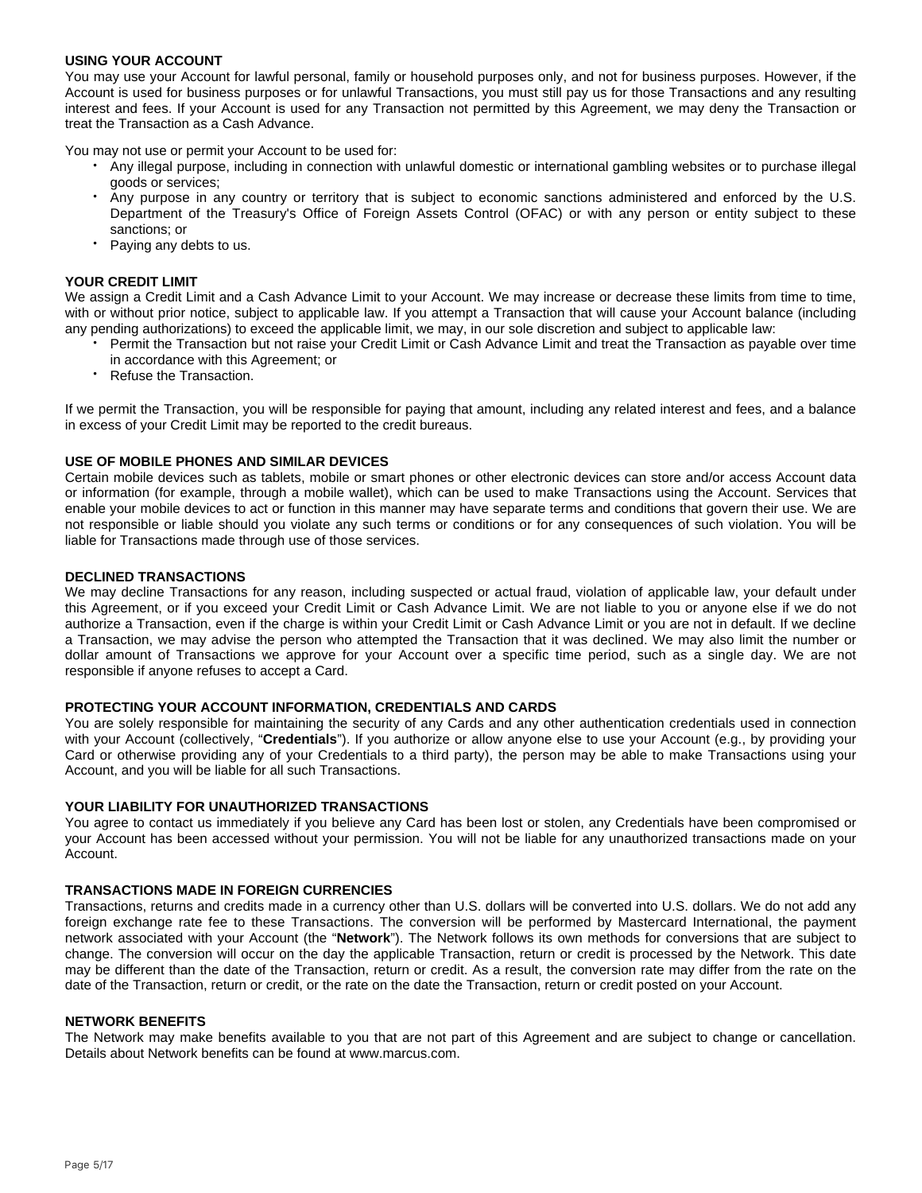## USING YOUR ACCOUNT

You may use your Account for lawful personal, family or household purposes only, and not for business purposes. However, if the Account is used for business purposes or for unlawful Transactions, you must still pay us for those Transactions and any resulting interest and fees. If your Account is used for any Transaction not permitted by this Agreement, we may deny the Transaction or treat the Transaction as a Cash Advance.

You may not use or permit your Account to be used for:

- Any illegal purpose, including in connection with unlawful domestic or international gambling websites or to purchase illegal goods or services;
- Any purpose in any country or territory that is subject to economic sanctions administered and enforced by the U.S. Department of the Treasury's Office of Foreign Assets Control (OFAC) or with any person or entity subject to these sanctions; or
- Paying any debts to us.

## YOUR CREDIT LIMIT

We assign a Credit Limit and a Cash Advance Limit to your Account. We may increase or decrease these limits from time to time, with or without prior notice, subject to applicable law. If you attempt a Transaction that will cause your Account balance (including any pending authorizations) to exceed the applicable limit, we may, in our sole discretion and subject to applicable law:

- Permit the Transaction but not raise your Credit Limit or Cash Advance Limit and treat the Transaction as payable over time in accordance with this Agreement; or
- Refuse the Transaction.

If we permit the Transaction, you will be responsible for paying that amount, including any related interest and fees, and a balance in excess of your Credit Limit may be reported to the credit bureaus.

## USE OF MOBILE PHONES AND SIMILAR DEVICES

Certain mobile devices such as tablets, mobile or smart phones or other electronic devices can store and/or access Account data or information (for example, through a mobile wallet), which can be used to make Transactions using the Account. Services that enable your mobile devices to act or function in this manner may have separate terms and conditions that govern their use. We are not responsible or liable should you violate any such terms or conditions or for any consequences of such violation. You will be liable for Transactions made through use of those services.

## DECLINED TRANSACTIONS

We may decline Transactions for any reason, including suspected or actual fraud, violation of applicable law, your default under this Agreement, or if you exceed your Credit Limit or Cash Advance Limit. We are not liable to you or anyone else if we do not authorize a Transaction, even if the charge is within your Credit Limit or Cash Advance Limit or you are not in default. If we decline a Transaction, we may advise the person who attempted the Transaction that it was declined. We may also limit the number or dollar amount of Transactions we approve for your Account over a specific time period, such as a single day. We are not responsible if anyone refuses to accept a Card.

## PROTECTING YOUR ACCOUNT INFORMATION, CREDENTIALS AND CARDS

You are solely responsible for maintaining the security of any Cards and any other authentication credentials used in connection with your Account (collectively, "**Credentials**"). If you authorize or allow anyone else to use your Account (e.g., by providing your Card or otherwise providing any of your Credentials to a third party), the person may be able to make Transactions using your Account, and you will be liable for all such Transactions.

## YOUR LIABILITY FOR UNAUTHORIZED TRANSACTIONS

You agree to contact us immediately if you believe any Card has been lost or stolen, any Credentials have been compromised or your Account has been accessed without your permission. You will not be liable for any unauthorized transactions made on your Account.

## TRANSACTIONS MADE IN FOREIGN CURRENCIES

Transactions, returns and credits made in a currency other than U.S. dollars will be converted into U.S. dollars. We do not add any foreign exchange rate fee to these Transactions. The conversion will be performed by Mastercard International, the payment network associated with your Account (the "**Network**"). The Network follows its own methods for conversions that are subject to change. The conversion will occur on the day the applicable Transaction, return or credit is processed by the Network. This date may be different than the date of the Transaction, return or credit. As a result, the conversion rate may differ from the rate on the date of the Transaction, return or credit, or the rate on the date the Transaction, return or credit posted on your Account.

## NETWORK BENEFITS

The Network may make benefits available to you that are not part of this Agreement and are subject to change or cancellation. Details about Network benefits can be found at www.marcus.com.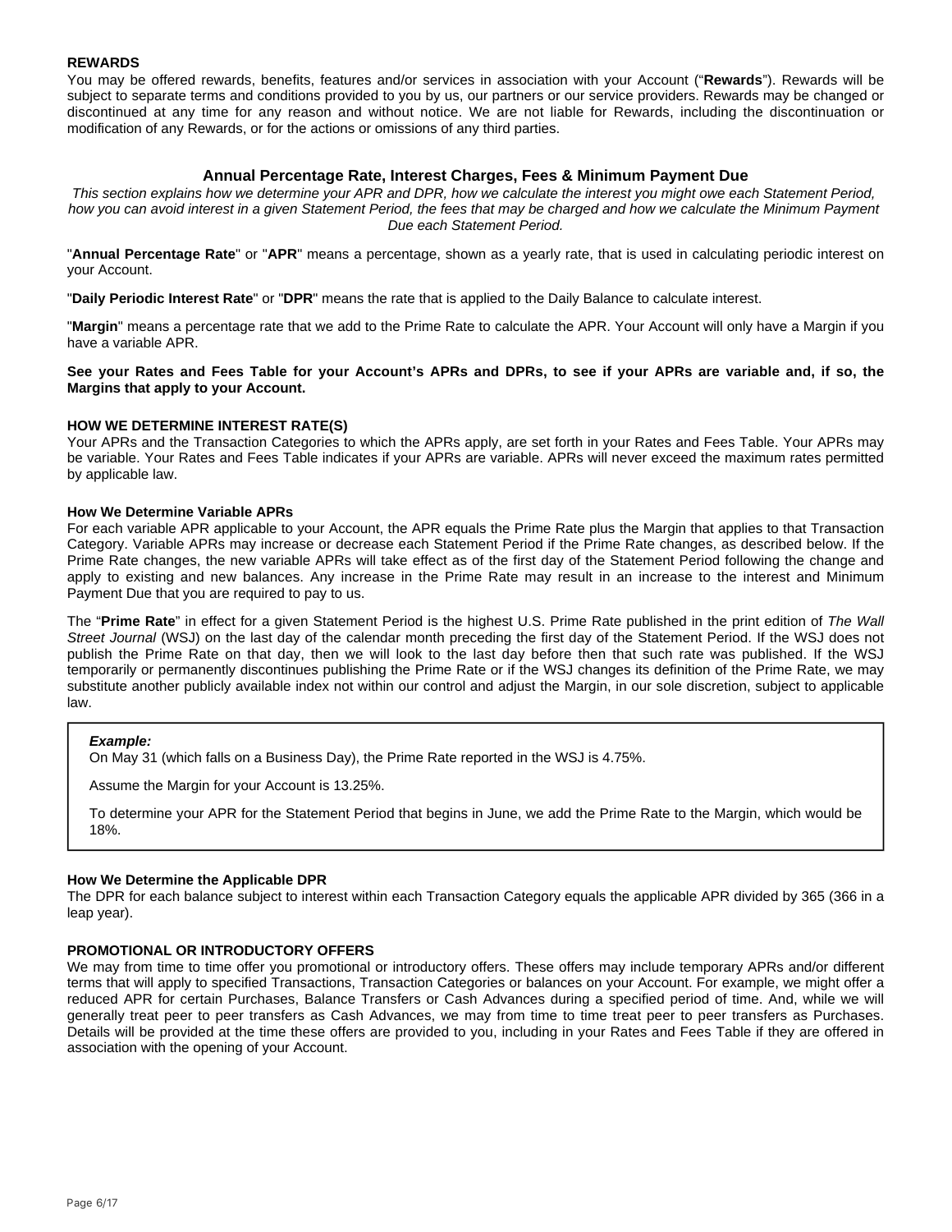### REWARDS

You may be offered rewards, benefits, features and/or services in association with your Account ("**Rewards**"). Rewards will be subject to separate terms and conditions provided to you by us, our partners or our service providers. Rewards may be changed or discontinued at any time for any reason and without notice. We are not liable for Rewards, including the discontinuation or modification of any Rewards, or for the actions or omissions of any third parties.

## Annual Percentage Rate, Interest Charges, Fees & Minimum Payment Due

*This section explains how we determine your APR and DPR, how we calculate the interest you might owe each Statement Period, how you can avoid interest in a given Statement Period, the fees that may be charged and how we calculate the Minimum Payment Due each Statement Period.*

"**Annual Percentage Rate**" or "**APR**" means a percentage, shown as a yearly rate, that is used in calculating periodic interest on your Account.

"**Daily Periodic Interest Rate**" or "**DPR**" means the rate that is applied to the Daily Balance to calculate interest.

"**Margin**" means a percentage rate that we add to the Prime Rate to calculate the APR. Your Account will only have a Margin if you have a variable APR.

**See your Rates and Fees Table for your Account's APRs and DPRs, to see if your APRs are variable and, if so, the Margins that apply to your Account.**

### HOW WE DETERMINE INTEREST RATE(S)

Your APRs and the Transaction Categories to which the APRs apply, are set forth in your Rates and Fees Table. Your APRs may be variable. Your Rates and Fees Table indicates if your APRs are variable. APRs will never exceed the maximum rates permitted by applicable law.

#### How We Determine Variable APRs

For each variable APR applicable to your Account, the APR equals the Prime Rate plus the Margin that applies to that Transaction Category. Variable APRs may increase or decrease each Statement Period if the Prime Rate changes, as described below. If the Prime Rate changes, the new variable APRs will take effect as of the first day of the Statement Period following the change and apply to existing and new balances. Any increase in the Prime Rate may result in an increase to the interest and Minimum Payment Due that you are required to pay to us.

The "**Prime Rate**" in effect for a given Statement Period is the highest U.S. Prime Rate published in the print edition of *The Wall Street Journal* (WSJ) on the last day of the calendar month preceding the first day of the Statement Period. If the WSJ does not publish the Prime Rate on that day, then we will look to the last day before then that such rate was published. If the WSJ temporarily or permanently discontinues publishing the Prime Rate or if the WSJ changes its definition of the Prime Rate, we may substitute another publicly available index not within our control and adjust the Margin, in our sole discretion, subject to applicable law.

> ***Example:***
>
> On May 31 (which falls on a Business Day), the Prime Rate reported in the WSJ is 4.75%.
>
> Assume the Margin for your Account is 13.25%.
>
> To determine your APR for the Statement Period that begins in June, we add the Prime Rate to the Margin, which would be 18%.

#### How We Determine the Applicable DPR

The DPR for each balance subject to interest within each Transaction Category equals the applicable APR divided by 365 (366 in a leap year).

### PROMOTIONAL OR INTRODUCTORY OFFERS

We may from time to time offer you promotional or introductory offers. These offers may include temporary APRs and/or different terms that will apply to specified Transactions, Transaction Categories or balances on your Account. For example, we might offer a reduced APR for certain Purchases, Balance Transfers or Cash Advances during a specified period of time. And, while we will generally treat peer to peer transfers as Cash Advances, we may from time to time treat peer to peer transfers as Purchases. Details will be provided at the time these offers are provided to you, including in your Rates and Fees Table if they are offered in association with the opening of your Account.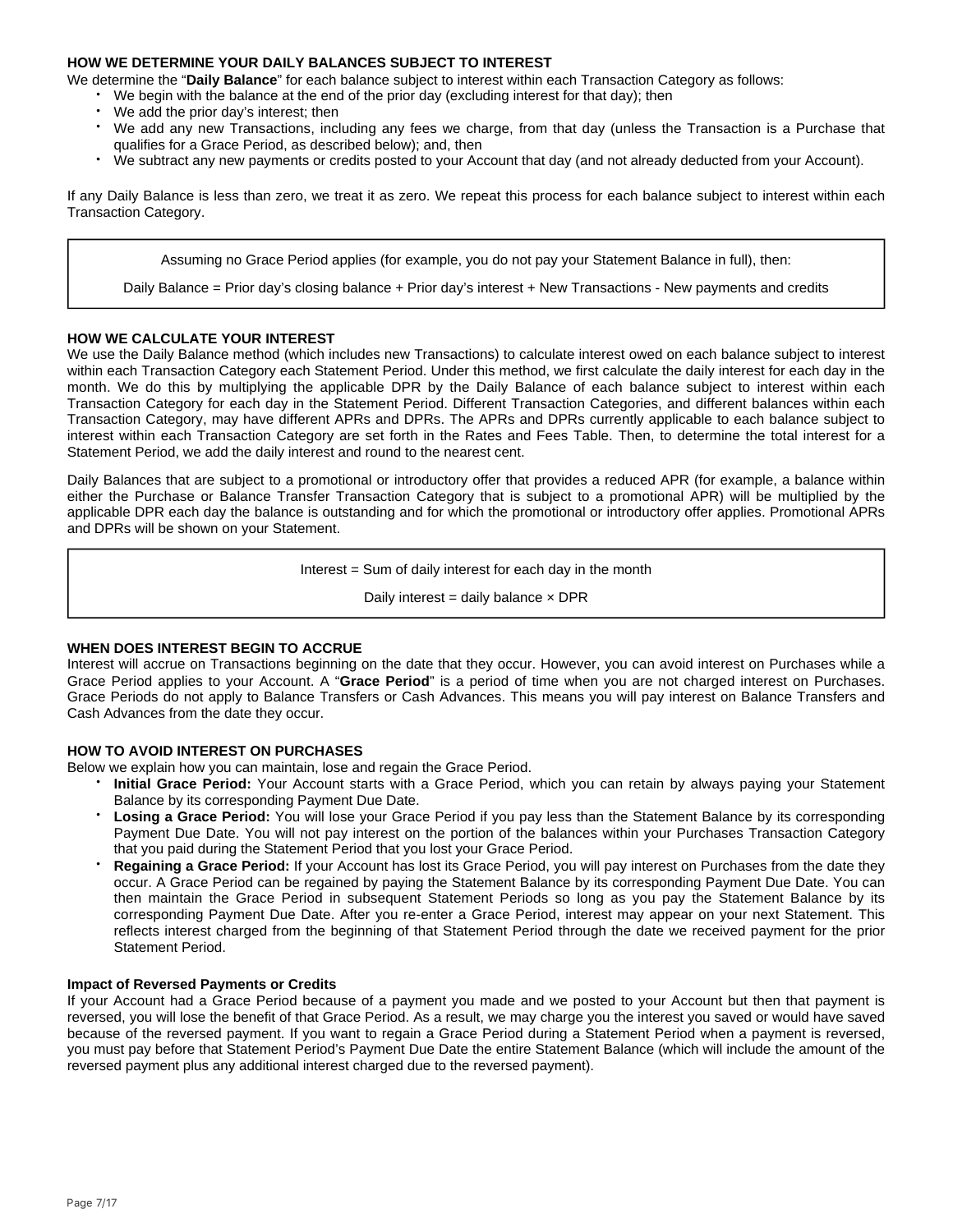### HOW WE DETERMINE YOUR DAILY BALANCES SUBJECT TO INTEREST

We determine the "**Daily Balance**" for each balance subject to interest within each Transaction Category as follows:

- We begin with the balance at the end of the prior day (excluding interest for that day); then
- We add the prior day's interest; then
- We add any new Transactions, including any fees we charge, from that day (unless the Transaction is a Purchase that qualifies for a Grace Period, as described below); and, then
- We subtract any new payments or credits posted to your Account that day (and not already deducted from your Account).

If any Daily Balance is less than zero, we treat it as zero. We repeat this process for each balance subject to interest within each Transaction Category.

> Assuming no Grace Period applies (for example, you do not pay your Statement Balance in full), then:
>
> Daily Balance = Prior day's closing balance + Prior day's interest + New Transactions - New payments and credits

### HOW WE CALCULATE YOUR INTEREST

We use the Daily Balance method (which includes new Transactions) to calculate interest owed on each balance subject to interest within each Transaction Category each Statement Period. Under this method, we first calculate the daily interest for each day in the month. We do this by multiplying the applicable DPR by the Daily Balance of each balance subject to interest within each Transaction Category for each day in the Statement Period. Different Transaction Categories, and different balances within each Transaction Category, may have different APRs and DPRs. The APRs and DPRs currently applicable to each balance subject to interest within each Transaction Category are set forth in the Rates and Fees Table. Then, to determine the total interest for a Statement Period, we add the daily interest and round to the nearest cent.

Daily Balances that are subject to a promotional or introductory offer that provides a reduced APR (for example, a balance within either the Purchase or Balance Transfer Transaction Category that is subject to a promotional APR) will be multiplied by the applicable DPR each day the balance is outstanding and for which the promotional or introductory offer applies. Promotional APRs and DPRs will be shown on your Statement.

> Interest = Sum of daily interest for each day in the month
>
> Daily interest = daily balance × DPR

### WHEN DOES INTEREST BEGIN TO ACCRUE

Interest will accrue on Transactions beginning on the date that they occur. However, you can avoid interest on Purchases while a Grace Period applies to your Account. A "**Grace Period**" is a period of time when you are not charged interest on Purchases. Grace Periods do not apply to Balance Transfers or Cash Advances. This means you will pay interest on Balance Transfers and Cash Advances from the date they occur.

### HOW TO AVOID INTEREST ON PURCHASES

Below we explain how you can maintain, lose and regain the Grace Period.

- **Initial Grace Period:** Your Account starts with a Grace Period, which you can retain by always paying your Statement Balance by its corresponding Payment Due Date.
- **Losing a Grace Period:** You will lose your Grace Period if you pay less than the Statement Balance by its corresponding Payment Due Date. You will not pay interest on the portion of the balances within your Purchases Transaction Category that you paid during the Statement Period that you lost your Grace Period.
- **Regaining a Grace Period:** If your Account has lost its Grace Period, you will pay interest on Purchases from the date they occur. A Grace Period can be regained by paying the Statement Balance by its corresponding Payment Due Date. You can then maintain the Grace Period in subsequent Statement Periods so long as you pay the Statement Balance by its corresponding Payment Due Date. After you re-enter a Grace Period, interest may appear on your next Statement. This reflects interest charged from the beginning of that Statement Period through the date we received payment for the prior Statement Period.

#### Impact of Reversed Payments or Credits

If your Account had a Grace Period because of a payment you made and we posted to your Account but then that payment is reversed, you will lose the benefit of that Grace Period. As a result, we may charge you the interest you saved or would have saved because of the reversed payment. If you want to regain a Grace Period during a Statement Period when a payment is reversed, you must pay before that Statement Period's Payment Due Date the entire Statement Balance (which will include the amount of the reversed payment plus any additional interest charged due to the reversed payment).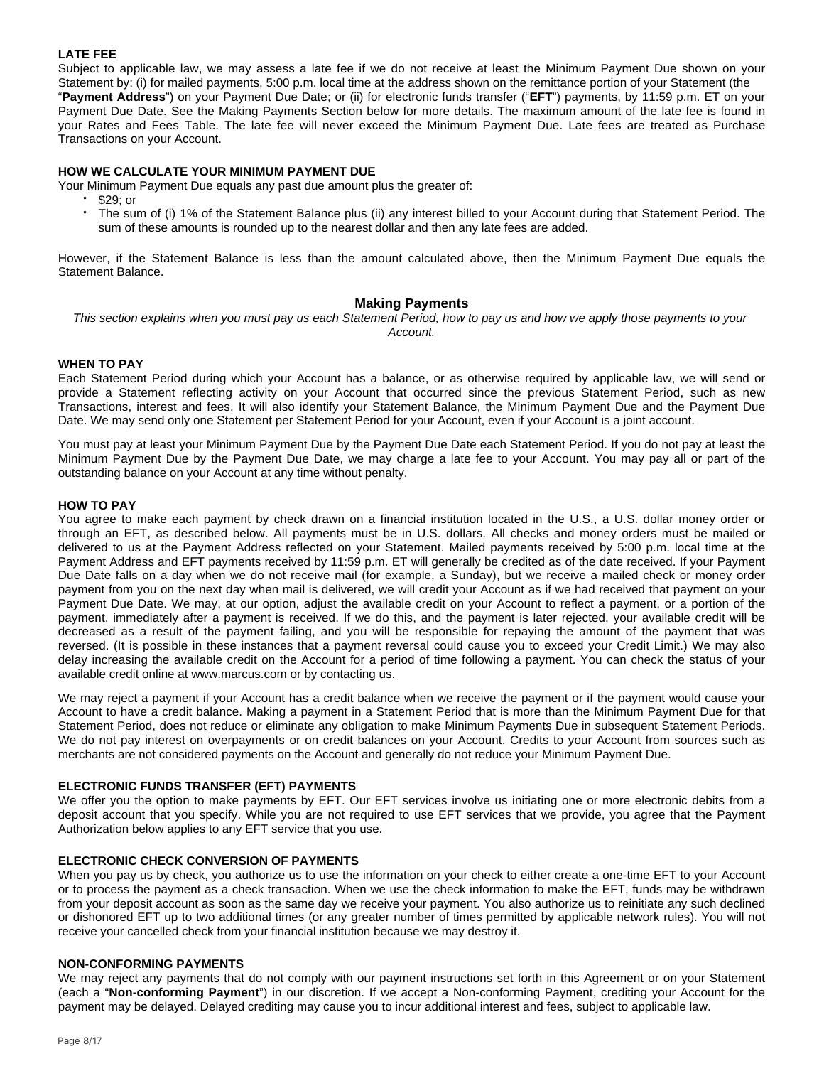### LATE FEE

Subject to applicable law, we may assess a late fee if we do not receive at least the Minimum Payment Due shown on your Statement by: (i) for mailed payments, 5:00 p.m. local time at the address shown on the remittance portion of your Statement (the "**Payment Address**") on your Payment Due Date; or (ii) for electronic funds transfer ("**EFT**") payments, by 11:59 p.m. ET on your Payment Due Date. See the Making Payments Section below for more details. The maximum amount of the late fee is found in your Rates and Fees Table. The late fee will never exceed the Minimum Payment Due. Late fees are treated as Purchase Transactions on your Account.

### HOW WE CALCULATE YOUR MINIMUM PAYMENT DUE

Your Minimum Payment Due equals any past due amount plus the greater of:

- $29; or
- The sum of (i) 1% of the Statement Balance plus (ii) any interest billed to your Account during that Statement Period. The sum of these amounts is rounded up to the nearest dollar and then any late fees are added.

However, if the Statement Balance is less than the amount calculated above, then the Minimum Payment Due equals the Statement Balance.

## Making Payments

*This section explains when you must pay us each Statement Period, how to pay us and how we apply those payments to your Account.*

### WHEN TO PAY

Each Statement Period during which your Account has a balance, or as otherwise required by applicable law, we will send or provide a Statement reflecting activity on your Account that occurred since the previous Statement Period, such as new Transactions, interest and fees. It will also identify your Statement Balance, the Minimum Payment Due and the Payment Due Date. We may send only one Statement per Statement Period for your Account, even if your Account is a joint account.

You must pay at least your Minimum Payment Due by the Payment Due Date each Statement Period. If you do not pay at least the Minimum Payment Due by the Payment Due Date, we may charge a late fee to your Account. You may pay all or part of the outstanding balance on your Account at any time without penalty.

### HOW TO PAY

You agree to make each payment by check drawn on a financial institution located in the U.S., a U.S. dollar money order or through an EFT, as described below. All payments must be in U.S. dollars. All checks and money orders must be mailed or delivered to us at the Payment Address reflected on your Statement. Mailed payments received by 5:00 p.m. local time at the Payment Address and EFT payments received by 11:59 p.m. ET will generally be credited as of the date received. If your Payment Due Date falls on a day when we do not receive mail (for example, a Sunday), but we receive a mailed check or money order payment from you on the next day when mail is delivered, we will credit your Account as if we had received that payment on your Payment Due Date. We may, at our option, adjust the available credit on your Account to reflect a payment, or a portion of the payment, immediately after a payment is received. If we do this, and the payment is later rejected, your available credit will be decreased as a result of the payment failing, and you will be responsible for repaying the amount of the payment that was reversed. (It is possible in these instances that a payment reversal could cause you to exceed your Credit Limit.) We may also delay increasing the available credit on the Account for a period of time following a payment. You can check the status of your available credit online at www.marcus.com or by contacting us.

We may reject a payment if your Account has a credit balance when we receive the payment or if the payment would cause your Account to have a credit balance. Making a payment in a Statement Period that is more than the Minimum Payment Due for that Statement Period, does not reduce or eliminate any obligation to make Minimum Payments Due in subsequent Statement Periods. We do not pay interest on overpayments or on credit balances on your Account. Credits to your Account from sources such as merchants are not considered payments on the Account and generally do not reduce your Minimum Payment Due.

### ELECTRONIC FUNDS TRANSFER (EFT) PAYMENTS

We offer you the option to make payments by EFT. Our EFT services involve us initiating one or more electronic debits from a deposit account that you specify. While you are not required to use EFT services that we provide, you agree that the Payment Authorization below applies to any EFT service that you use.

### ELECTRONIC CHECK CONVERSION OF PAYMENTS

When you pay us by check, you authorize us to use the information on your check to either create a one-time EFT to your Account or to process the payment as a check transaction. When we use the check information to make the EFT, funds may be withdrawn from your deposit account as soon as the same day we receive your payment. You also authorize us to reinitiate any such declined or dishonored EFT up to two additional times (or any greater number of times permitted by applicable network rules). You will not receive your cancelled check from your financial institution because we may destroy it.

### NON-CONFORMING PAYMENTS

We may reject any payments that do not comply with our payment instructions set forth in this Agreement or on your Statement (each a "**Non-conforming Payment**") in our discretion. If we accept a Non-conforming Payment, crediting your Account for the payment may be delayed. Delayed crediting may cause you to incur additional interest and fees, subject to applicable law.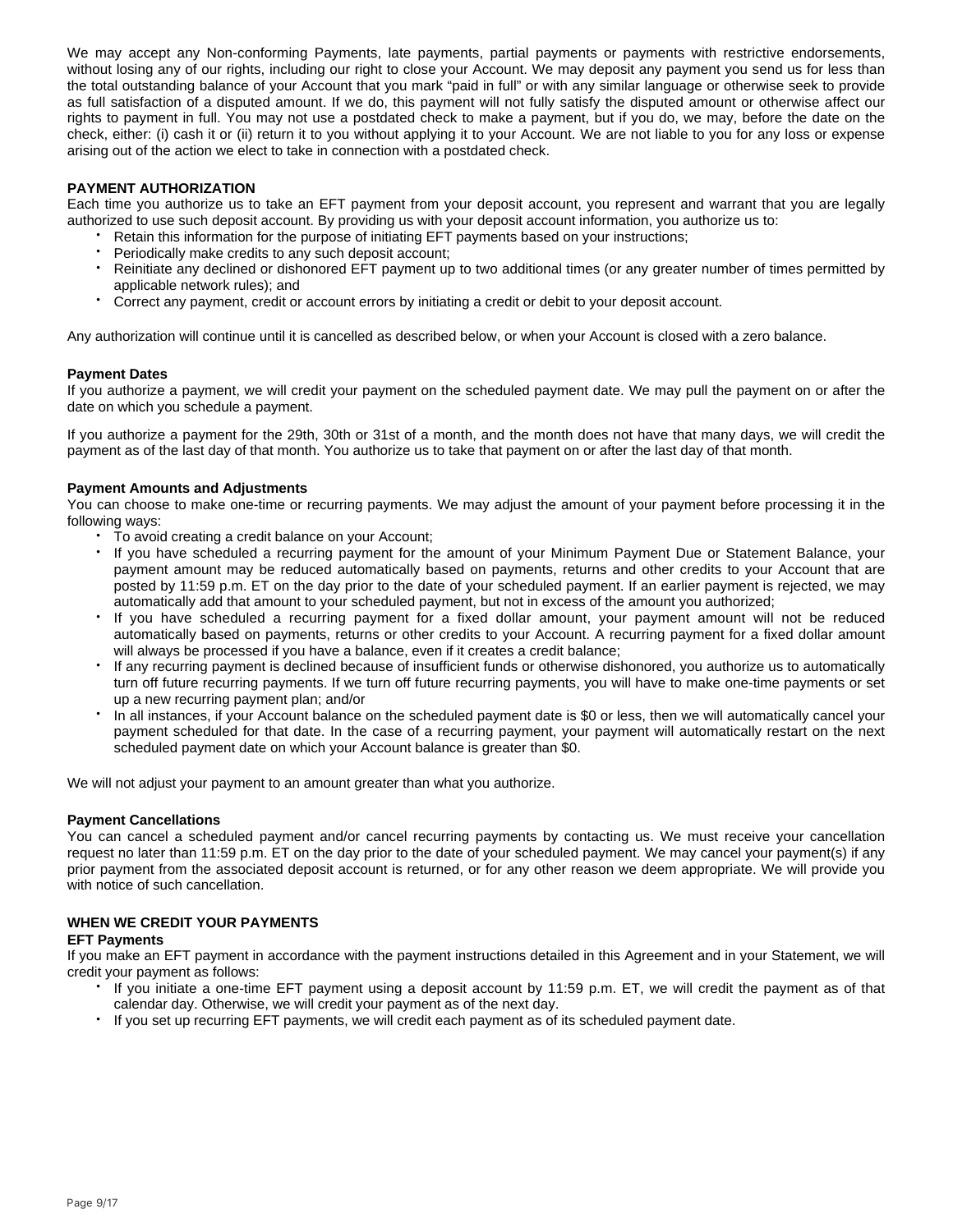We may accept any Non-conforming Payments, late payments, partial payments or payments with restrictive endorsements, without losing any of our rights, including our right to close your Account. We may deposit any payment you send us for less than the total outstanding balance of your Account that you mark "paid in full" or with any similar language or otherwise seek to provide as full satisfaction of a disputed amount. If we do, this payment will not fully satisfy the disputed amount or otherwise affect our rights to payment in full. You may not use a postdated check to make a payment, but if you do, we may, before the date on the check, either: (i) cash it or (ii) return it to you without applying it to your Account. We are not liable to you for any loss or expense arising out of the action we elect to take in connection with a postdated check.

## PAYMENT AUTHORIZATION

Each time you authorize us to take an EFT payment from your deposit account, you represent and warrant that you are legally authorized to use such deposit account. By providing us with your deposit account information, you authorize us to:

- Retain this information for the purpose of initiating EFT payments based on your instructions;
- Periodically make credits to any such deposit account;
- Reinitiate any declined or dishonored EFT payment up to two additional times (or any greater number of times permitted by applicable network rules); and
- Correct any payment, credit or account errors by initiating a credit or debit to your deposit account.

Any authorization will continue until it is cancelled as described below, or when your Account is closed with a zero balance.

### Payment Dates

If you authorize a payment, we will credit your payment on the scheduled payment date. We may pull the payment on or after the date on which you schedule a payment.

If you authorize a payment for the 29th, 30th or 31st of a month, and the month does not have that many days, we will credit the payment as of the last day of that month. You authorize us to take that payment on or after the last day of that month.

### Payment Amounts and Adjustments

You can choose to make one-time or recurring payments. We may adjust the amount of your payment before processing it in the following ways:

- To avoid creating a credit balance on your Account;
- If you have scheduled a recurring payment for the amount of your Minimum Payment Due or Statement Balance, your payment amount may be reduced automatically based on payments, returns and other credits to your Account that are posted by 11:59 p.m. ET on the day prior to the date of your scheduled payment. If an earlier payment is rejected, we may automatically add that amount to your scheduled payment, but not in excess of the amount you authorized;
- If you have scheduled a recurring payment for a fixed dollar amount, your payment amount will not be reduced automatically based on payments, returns or other credits to your Account. A recurring payment for a fixed dollar amount will always be processed if you have a balance, even if it creates a credit balance;
- If any recurring payment is declined because of insufficient funds or otherwise dishonored, you authorize us to automatically turn off future recurring payments. If we turn off future recurring payments, you will have to make one-time payments or set up a new recurring payment plan; and/or
- In all instances, if your Account balance on the scheduled payment date is $0 or less, then we will automatically cancel your payment scheduled for that date. In the case of a recurring payment, your payment will automatically restart on the next scheduled payment date on which your Account balance is greater than $0.

We will not adjust your payment to an amount greater than what you authorize.

### Payment Cancellations

You can cancel a scheduled payment and/or cancel recurring payments by contacting us. We must receive your cancellation request no later than 11:59 p.m. ET on the day prior to the date of your scheduled payment. We may cancel your payment(s) if any prior payment from the associated deposit account is returned, or for any other reason we deem appropriate. We will provide you with notice of such cancellation.

## WHEN WE CREDIT YOUR PAYMENTS

### EFT Payments

If you make an EFT payment in accordance with the payment instructions detailed in this Agreement and in your Statement, we will credit your payment as follows:

- If you initiate a one-time EFT payment using a deposit account by 11:59 p.m. ET, we will credit the payment as of that calendar day. Otherwise, we will credit your payment as of the next day.
- If you set up recurring EFT payments, we will credit each payment as of its scheduled payment date.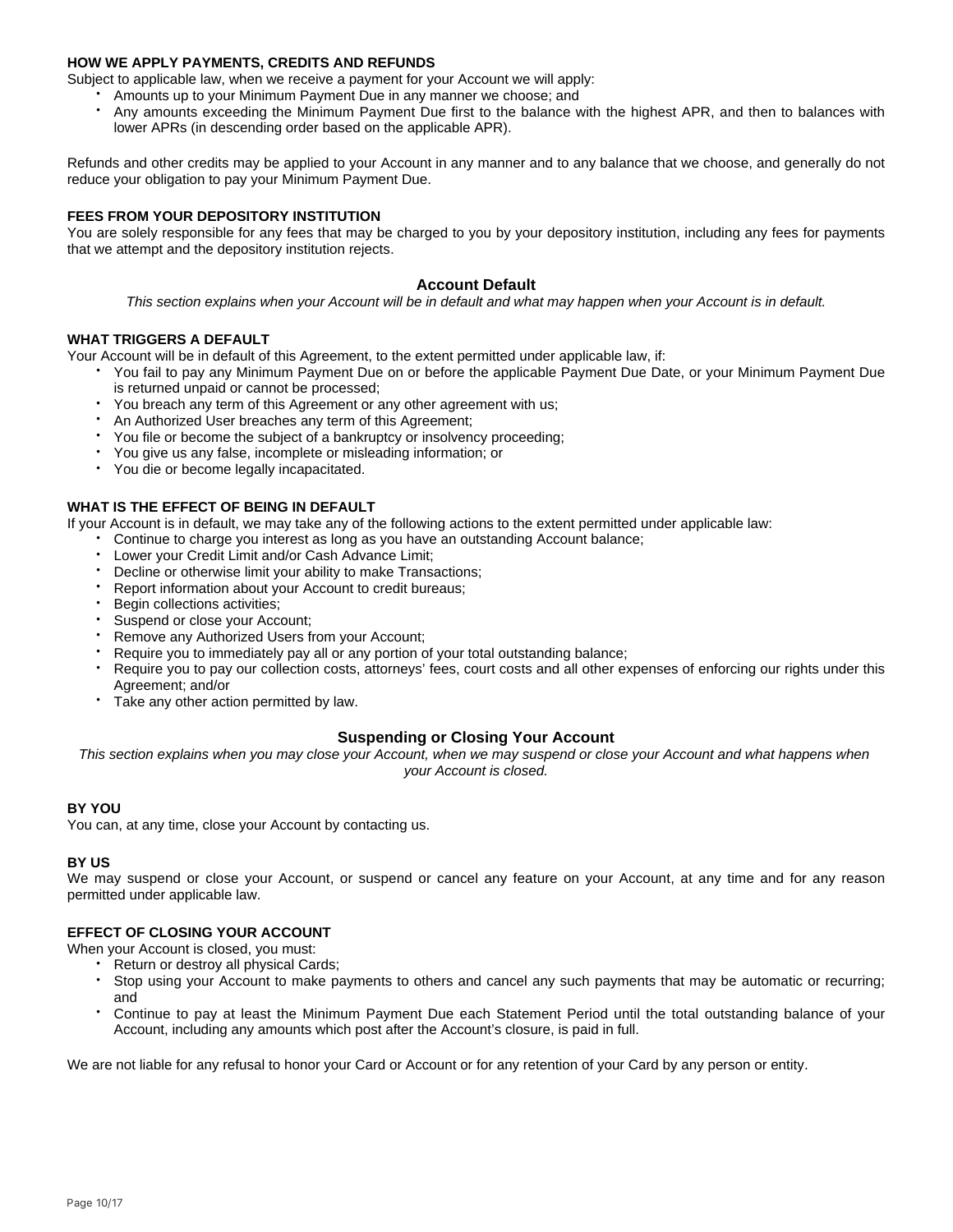#### HOW WE APPLY PAYMENTS, CREDITS AND REFUNDS

Subject to applicable law, when we receive a payment for your Account we will apply:

- Amounts up to your Minimum Payment Due in any manner we choose; and
- Any amounts exceeding the Minimum Payment Due first to the balance with the highest APR, and then to balances with lower APRs (in descending order based on the applicable APR).

Refunds and other credits may be applied to your Account in any manner and to any balance that we choose, and generally do not reduce your obligation to pay your Minimum Payment Due.

#### FEES FROM YOUR DEPOSITORY INSTITUTION

You are solely responsible for any fees that may be charged to you by your depository institution, including any fees for payments that we attempt and the depository institution rejects.

## Account Default

*This section explains when your Account will be in default and what may happen when your Account is in default.*

#### WHAT TRIGGERS A DEFAULT

Your Account will be in default of this Agreement, to the extent permitted under applicable law, if:

- You fail to pay any Minimum Payment Due on or before the applicable Payment Due Date, or your Minimum Payment Due is returned unpaid or cannot be processed;
- You breach any term of this Agreement or any other agreement with us;
- An Authorized User breaches any term of this Agreement;
- You file or become the subject of a bankruptcy or insolvency proceeding;
- You give us any false, incomplete or misleading information; or
- You die or become legally incapacitated.

#### WHAT IS THE EFFECT OF BEING IN DEFAULT

If your Account is in default, we may take any of the following actions to the extent permitted under applicable law:

- Continue to charge you interest as long as you have an outstanding Account balance;
- Lower your Credit Limit and/or Cash Advance Limit;
- Decline or otherwise limit your ability to make Transactions;
- Report information about your Account to credit bureaus;
- Begin collections activities;
- Suspend or close your Account;
- Remove any Authorized Users from your Account;
- Require you to immediately pay all or any portion of your total outstanding balance;
- Require you to pay our collection costs, attorneys' fees, court costs and all other expenses of enforcing our rights under this Agreement; and/or
- Take any other action permitted by law.

## Suspending or Closing Your Account

*This section explains when you may close your Account, when we may suspend or close your Account and what happens when your Account is closed.*

#### BY YOU

You can, at any time, close your Account by contacting us.

#### BY US

We may suspend or close your Account, or suspend or cancel any feature on your Account, at any time and for any reason permitted under applicable law.

#### EFFECT OF CLOSING YOUR ACCOUNT

When your Account is closed, you must:

- Return or destroy all physical Cards;
- Stop using your Account to make payments to others and cancel any such payments that may be automatic or recurring; and
- Continue to pay at least the Minimum Payment Due each Statement Period until the total outstanding balance of your Account, including any amounts which post after the Account's closure, is paid in full.

We are not liable for any refusal to honor your Card or Account or for any retention of your Card by any person or entity.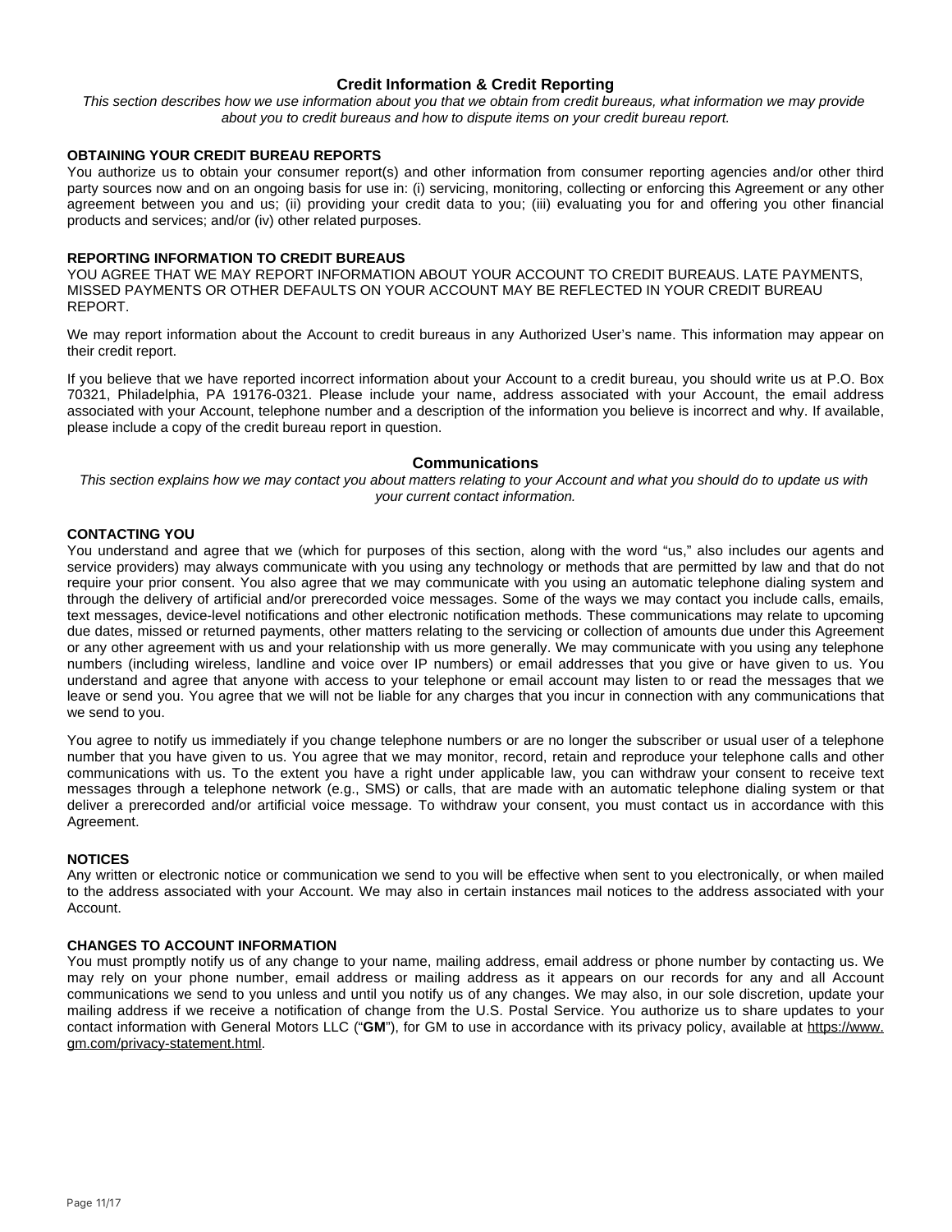## Credit Information & Credit Reporting

*This section describes how we use information about you that we obtain from credit bureaus, what information we may provide about you to credit bureaus and how to dispute items on your credit bureau report.*

### OBTAINING YOUR CREDIT BUREAU REPORTS

You authorize us to obtain your consumer report(s) and other information from consumer reporting agencies and/or other third party sources now and on an ongoing basis for use in: (i) servicing, monitoring, collecting or enforcing this Agreement or any other agreement between you and us; (ii) providing your credit data to you; (iii) evaluating you for and offering you other financial products and services; and/or (iv) other related purposes.

### REPORTING INFORMATION TO CREDIT BUREAUS

YOU AGREE THAT WE MAY REPORT INFORMATION ABOUT YOUR ACCOUNT TO CREDIT BUREAUS. LATE PAYMENTS, MISSED PAYMENTS OR OTHER DEFAULTS ON YOUR ACCOUNT MAY BE REFLECTED IN YOUR CREDIT BUREAU REPORT.

We may report information about the Account to credit bureaus in any Authorized User's name. This information may appear on their credit report.

If you believe that we have reported incorrect information about your Account to a credit bureau, you should write us at P.O. Box 70321, Philadelphia, PA 19176-0321. Please include your name, address associated with your Account, the email address associated with your Account, telephone number and a description of the information you believe is incorrect and why. If available, please include a copy of the credit bureau report in question.

## Communications

*This section explains how we may contact you about matters relating to your Account and what you should do to update us with your current contact information.*

### CONTACTING YOU

You understand and agree that we (which for purposes of this section, along with the word "us," also includes our agents and service providers) may always communicate with you using any technology or methods that are permitted by law and that do not require your prior consent. You also agree that we may communicate with you using an automatic telephone dialing system and through the delivery of artificial and/or prerecorded voice messages. Some of the ways we may contact you include calls, emails, text messages, device-level notifications and other electronic notification methods. These communications may relate to upcoming due dates, missed or returned payments, other matters relating to the servicing or collection of amounts due under this Agreement or any other agreement with us and your relationship with us more generally. We may communicate with you using any telephone numbers (including wireless, landline and voice over IP numbers) or email addresses that you give or have given to us. You understand and agree that anyone with access to your telephone or email account may listen to or read the messages that we leave or send you. You agree that we will not be liable for any charges that you incur in connection with any communications that we send to you.

You agree to notify us immediately if you change telephone numbers or are no longer the subscriber or usual user of a telephone number that you have given to us. You agree that we may monitor, record, retain and reproduce your telephone calls and other communications with us. To the extent you have a right under applicable law, you can withdraw your consent to receive text messages through a telephone network (e.g., SMS) or calls, that are made with an automatic telephone dialing system or that deliver a prerecorded and/or artificial voice message. To withdraw your consent, you must contact us in accordance with this Agreement.

### NOTICES

Any written or electronic notice or communication we send to you will be effective when sent to you electronically, or when mailed to the address associated with your Account. We may also in certain instances mail notices to the address associated with your Account.

### CHANGES TO ACCOUNT INFORMATION

You must promptly notify us of any change to your name, mailing address, email address or phone number by contacting us. We may rely on your phone number, email address or mailing address as it appears on our records for any and all Account communications we send to you unless and until you notify us of any changes. We may also, in our sole discretion, update your mailing address if we receive a notification of change from the U.S. Postal Service. You authorize us to share updates to your contact information with General Motors LLC ("**GM**"), for GM to use in accordance with its privacy policy, available at https://www.gm.com/privacy-statement.html.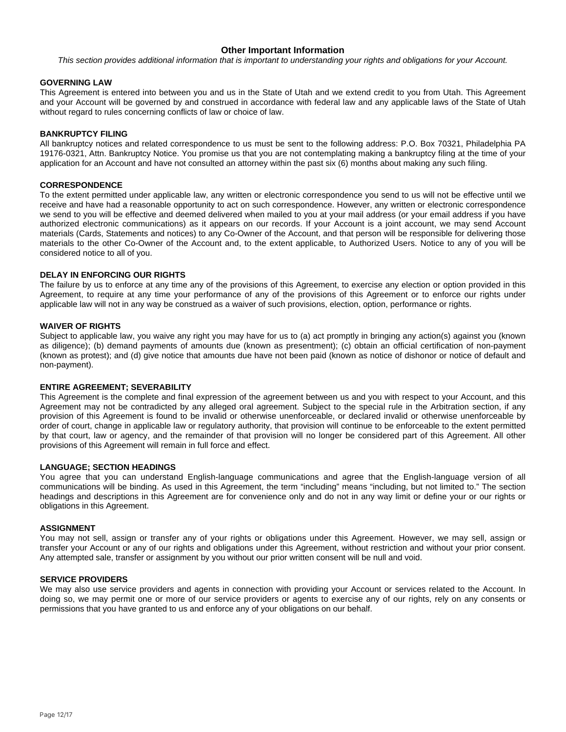## Other Important Information

*This section provides additional information that is important to understanding your rights and obligations for your Account.*

### GOVERNING LAW

This Agreement is entered into between you and us in the State of Utah and we extend credit to you from Utah. This Agreement and your Account will be governed by and construed in accordance with federal law and any applicable laws of the State of Utah without regard to rules concerning conflicts of law or choice of law.

### BANKRUPTCY FILING

All bankruptcy notices and related correspondence to us must be sent to the following address: P.O. Box 70321, Philadelphia PA 19176-0321, Attn. Bankruptcy Notice. You promise us that you are not contemplating making a bankruptcy filing at the time of your application for an Account and have not consulted an attorney within the past six (6) months about making any such filing.

### CORRESPONDENCE

To the extent permitted under applicable law, any written or electronic correspondence you send to us will not be effective until we receive and have had a reasonable opportunity to act on such correspondence. However, any written or electronic correspondence we send to you will be effective and deemed delivered when mailed to you at your mail address (or your email address if you have authorized electronic communications) as it appears on our records. If your Account is a joint account, we may send Account materials (Cards, Statements and notices) to any Co-Owner of the Account, and that person will be responsible for delivering those materials to the other Co-Owner of the Account and, to the extent applicable, to Authorized Users. Notice to any of you will be considered notice to all of you.

### DELAY IN ENFORCING OUR RIGHTS

The failure by us to enforce at any time any of the provisions of this Agreement, to exercise any election or option provided in this Agreement, to require at any time your performance of any of the provisions of this Agreement or to enforce our rights under applicable law will not in any way be construed as a waiver of such provisions, election, option, performance or rights.

### WAIVER OF RIGHTS

Subject to applicable law, you waive any right you may have for us to (a) act promptly in bringing any action(s) against you (known as diligence); (b) demand payments of amounts due (known as presentment); (c) obtain an official certification of non-payment (known as protest); and (d) give notice that amounts due have not been paid (known as notice of dishonor or notice of default and non-payment).

### ENTIRE AGREEMENT; SEVERABILITY

This Agreement is the complete and final expression of the agreement between us and you with respect to your Account, and this Agreement may not be contradicted by any alleged oral agreement. Subject to the special rule in the Arbitration section, if any provision of this Agreement is found to be invalid or otherwise unenforceable, or declared invalid or otherwise unenforceable by order of court, change in applicable law or regulatory authority, that provision will continue to be enforceable to the extent permitted by that court, law or agency, and the remainder of that provision will no longer be considered part of this Agreement. All other provisions of this Agreement will remain in full force and effect.

### LANGUAGE; SECTION HEADINGS

You agree that you can understand English-language communications and agree that the English-language version of all communications will be binding. As used in this Agreement, the term “including” means “including, but not limited to.” The section headings and descriptions in this Agreement are for convenience only and do not in any way limit or define your or our rights or obligations in this Agreement.

### ASSIGNMENT

You may not sell, assign or transfer any of your rights or obligations under this Agreement. However, we may sell, assign or transfer your Account or any of our rights and obligations under this Agreement, without restriction and without your prior consent. Any attempted sale, transfer or assignment by you without our prior written consent will be null and void.

### SERVICE PROVIDERS

We may also use service providers and agents in connection with providing your Account or services related to the Account. In doing so, we may permit one or more of our service providers or agents to exercise any of our rights, rely on any consents or permissions that you have granted to us and enforce any of your obligations on our behalf.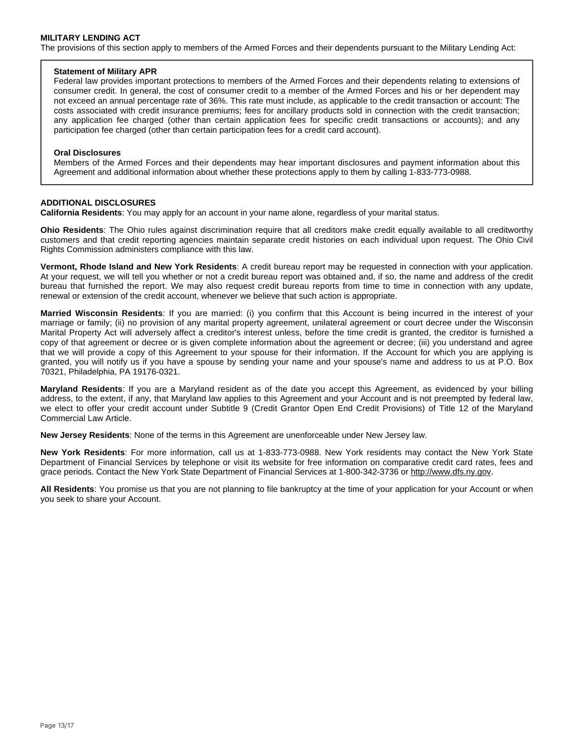## MILITARY LENDING ACT

The provisions of this section apply to members of the Armed Forces and their dependents pursuant to the Military Lending Act:

**Statement of Military APR**

Federal law provides important protections to members of the Armed Forces and their dependents relating to extensions of consumer credit. In general, the cost of consumer credit to a member of the Armed Forces and his or her dependent may not exceed an annual percentage rate of 36%. This rate must include, as applicable to the credit transaction or account: The costs associated with credit insurance premiums; fees for ancillary products sold in connection with the credit transaction; any application fee charged (other than certain application fees for specific credit transactions or accounts); and any participation fee charged (other than certain participation fees for a credit card account).

**Oral Disclosures**

Members of the Armed Forces and their dependents may hear important disclosures and payment information about this Agreement and additional information about whether these protections apply to them by calling 1-833-773-0988.

## ADDITIONAL DISCLOSURES

**California Residents**: You may apply for an account in your name alone, regardless of your marital status.

**Ohio Residents**: The Ohio rules against discrimination require that all creditors make credit equally available to all creditworthy customers and that credit reporting agencies maintain separate credit histories on each individual upon request. The Ohio Civil Rights Commission administers compliance with this law.

**Vermont, Rhode Island and New York Residents**: A credit bureau report may be requested in connection with your application. At your request, we will tell you whether or not a credit bureau report was obtained and, if so, the name and address of the credit bureau that furnished the report. We may also request credit bureau reports from time to time in connection with any update, renewal or extension of the credit account, whenever we believe that such action is appropriate.

**Married Wisconsin Residents**: If you are married: (i) you confirm that this Account is being incurred in the interest of your marriage or family; (ii) no provision of any marital property agreement, unilateral agreement or court decree under the Wisconsin Marital Property Act will adversely affect a creditor's interest unless, before the time credit is granted, the creditor is furnished a copy of that agreement or decree or is given complete information about the agreement or decree; (iii) you understand and agree that we will provide a copy of this Agreement to your spouse for their information. If the Account for which you are applying is granted, you will notify us if you have a spouse by sending your name and your spouse's name and address to us at P.O. Box 70321, Philadelphia, PA 19176-0321.

**Maryland Residents**: If you are a Maryland resident as of the date you accept this Agreement, as evidenced by your billing address, to the extent, if any, that Maryland law applies to this Agreement and your Account and is not preempted by federal law, we elect to offer your credit account under Subtitle 9 (Credit Grantor Open End Credit Provisions) of Title 12 of the Maryland Commercial Law Article.

**New Jersey Residents**: None of the terms in this Agreement are unenforceable under New Jersey law.

**New York Residents**: For more information, call us at 1-833-773-0988. New York residents may contact the New York State Department of Financial Services by telephone or visit its website for free information on comparative credit card rates, fees and grace periods. Contact the New York State Department of Financial Services at 1-800-342-3736 or http://www.dfs.ny.gov.

**All Residents**: You promise us that you are not planning to file bankruptcy at the time of your application for your Account or when you seek to share your Account.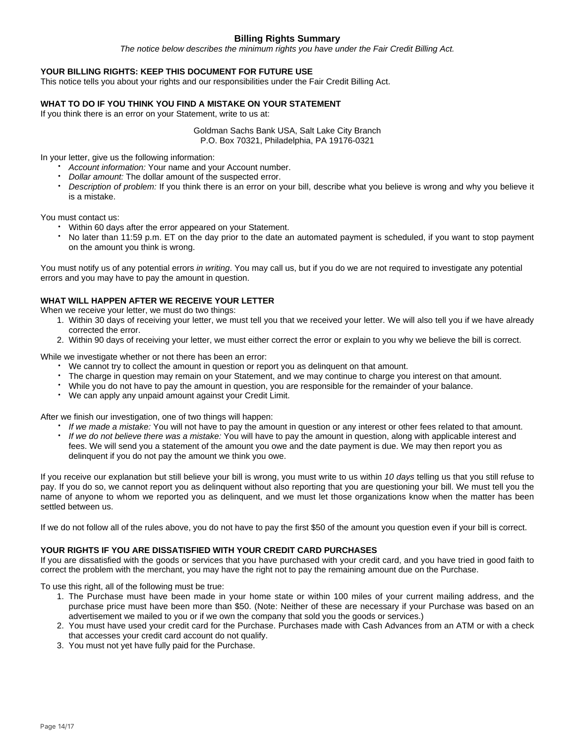## Billing Rights Summary

*The notice below describes the minimum rights you have under the Fair Credit Billing Act.*

### YOUR BILLING RIGHTS: KEEP THIS DOCUMENT FOR FUTURE USE

This notice tells you about your rights and our responsibilities under the Fair Credit Billing Act.

### WHAT TO DO IF YOU THINK YOU FIND A MISTAKE ON YOUR STATEMENT

If you think there is an error on your Statement, write to us at:

Goldman Sachs Bank USA, Salt Lake City Branch
P.O. Box 70321, Philadelphia, PA 19176-0321

In your letter, give us the following information:

- *Account information:* Your name and your Account number.
- *Dollar amount:* The dollar amount of the suspected error.
- *Description of problem:* If you think there is an error on your bill, describe what you believe is wrong and why you believe it is a mistake.

You must contact us:

- Within 60 days after the error appeared on your Statement.
- No later than 11:59 p.m. ET on the day prior to the date an automated payment is scheduled, if you want to stop payment on the amount you think is wrong.

You must notify us of any potential errors *in writing*. You may call us, but if you do we are not required to investigate any potential errors and you may have to pay the amount in question.

### WHAT WILL HAPPEN AFTER WE RECEIVE YOUR LETTER

When we receive your letter, we must do two things:

1. Within 30 days of receiving your letter, we must tell you that we received your letter. We will also tell you if we have already corrected the error.
2. Within 90 days of receiving your letter, we must either correct the error or explain to you why we believe the bill is correct.

While we investigate whether or not there has been an error:

- We cannot try to collect the amount in question or report you as delinquent on that amount.
- The charge in question may remain on your Statement, and we may continue to charge you interest on that amount.
- While you do not have to pay the amount in question, you are responsible for the remainder of your balance.
- We can apply any unpaid amount against your Credit Limit.

After we finish our investigation, one of two things will happen:

- *If we made a mistake:* You will not have to pay the amount in question or any interest or other fees related to that amount.
- *If we do not believe there was a mistake:* You will have to pay the amount in question, along with applicable interest and fees. We will send you a statement of the amount you owe and the date payment is due. We may then report you as delinquent if you do not pay the amount we think you owe.

If you receive our explanation but still believe your bill is wrong, you must write to us within *10 days* telling us that you still refuse to pay. If you do so, we cannot report you as delinquent without also reporting that you are questioning your bill. We must tell you the name of anyone to whom we reported you as delinquent, and we must let those organizations know when the matter has been settled between us.

If we do not follow all of the rules above, you do not have to pay the first $50 of the amount you question even if your bill is correct.

### YOUR RIGHTS IF YOU ARE DISSATISFIED WITH YOUR CREDIT CARD PURCHASES

If you are dissatisfied with the goods or services that you have purchased with your credit card, and you have tried in good faith to correct the problem with the merchant, you may have the right not to pay the remaining amount due on the Purchase.

To use this right, all of the following must be true:

1. The Purchase must have been made in your home state or within 100 miles of your current mailing address, and the purchase price must have been more than $50. (Note: Neither of these are necessary if your Purchase was based on an advertisement we mailed to you or if we own the company that sold you the goods or services.)
2. You must have used your credit card for the Purchase. Purchases made with Cash Advances from an ATM or with a check that accesses your credit card account do not qualify.
3. You must not yet have fully paid for the Purchase.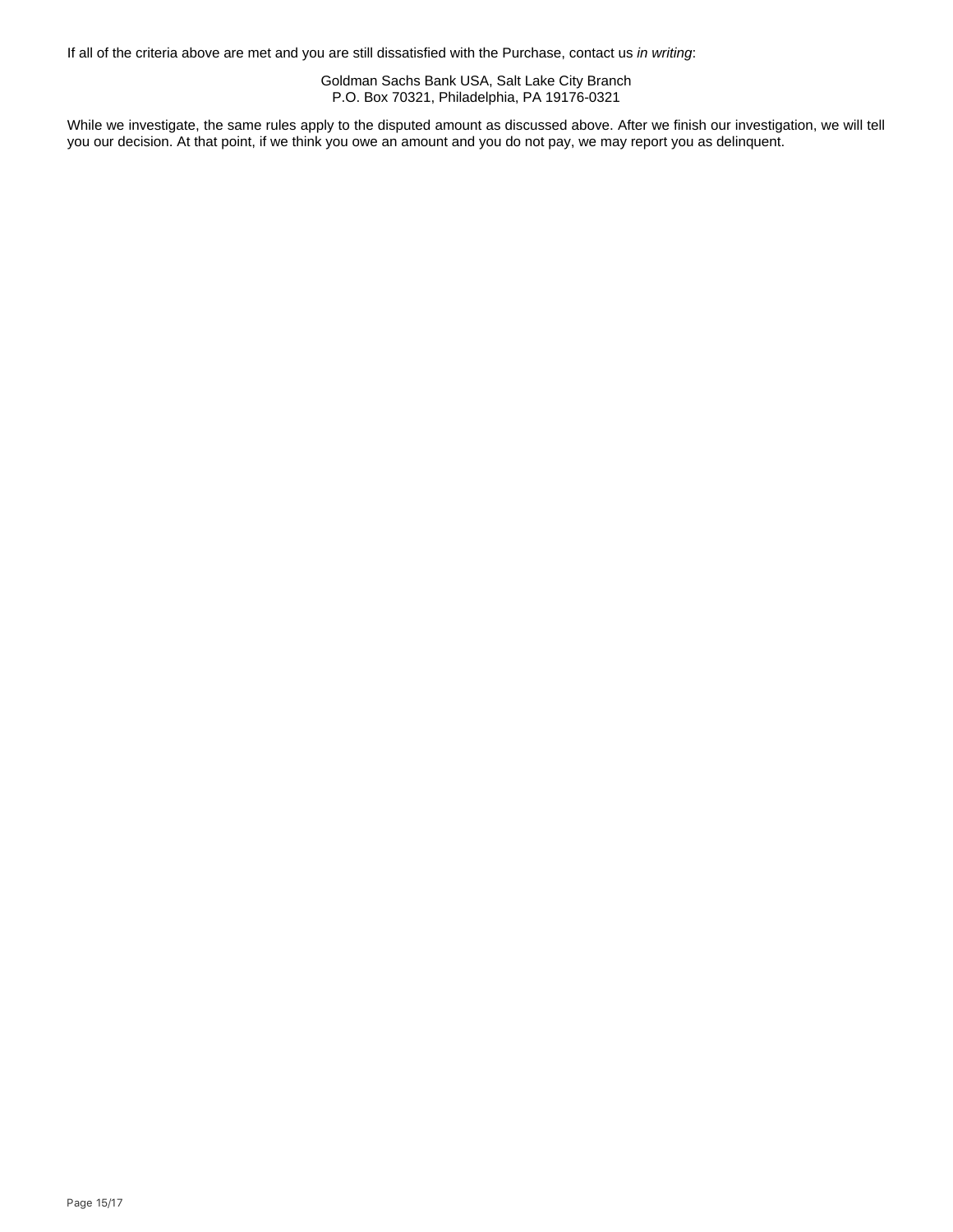If all of the criteria above are met and you are still dissatisfied with the Purchase, contact us *in writing*:

Goldman Sachs Bank USA, Salt Lake City Branch
P.O. Box 70321, Philadelphia, PA 19176-0321

While we investigate, the same rules apply to the disputed amount as discussed above. After we finish our investigation, we will tell you our decision. At that point, if we think you owe an amount and you do not pay, we may report you as delinquent.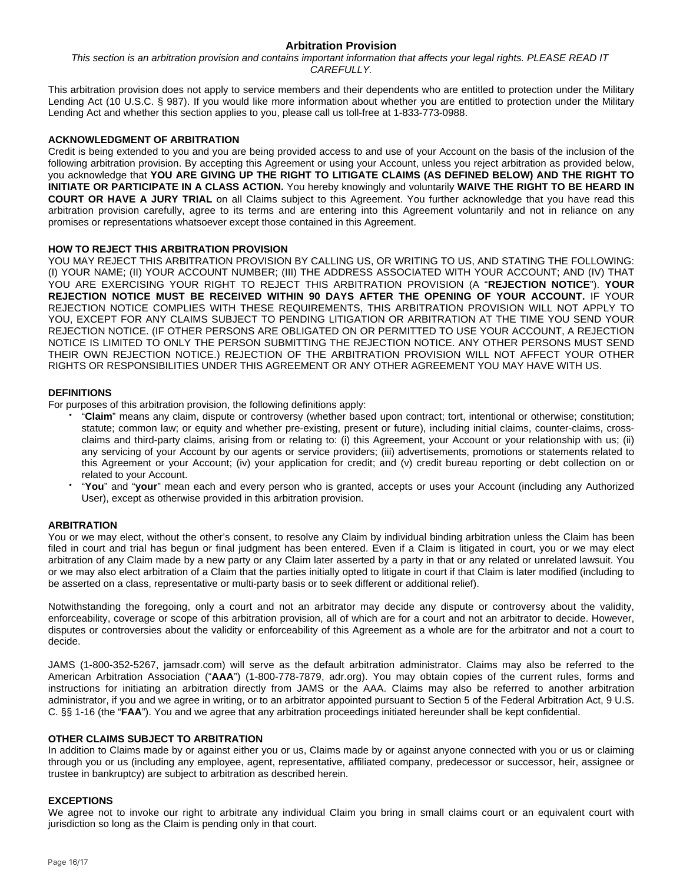## Arbitration Provision

*This section is an arbitration provision and contains important information that affects your legal rights. PLEASE READ IT CAREFULLY.*

This arbitration provision does not apply to service members and their dependents who are entitled to protection under the Military Lending Act (10 U.S.C. § 987). If you would like more information about whether you are entitled to protection under the Military Lending Act and whether this section applies to you, please call us toll-free at 1-833-773-0988.

**ACKNOWLEDGMENT OF ARBITRATION**

Credit is being extended to you and you are being provided access to and use of your Account on the basis of the inclusion of the following arbitration provision. By accepting this Agreement or using your Account, unless you reject arbitration as provided below, you acknowledge that **YOU ARE GIVING UP THE RIGHT TO LITIGATE CLAIMS (AS DEFINED BELOW) AND THE RIGHT TO INITIATE OR PARTICIPATE IN A CLASS ACTION.** You hereby knowingly and voluntarily **WAIVE THE RIGHT TO BE HEARD IN COURT OR HAVE A JURY TRIAL** on all Claims subject to this Agreement. You further acknowledge that you have read this arbitration provision carefully, agree to its terms and are entering into this Agreement voluntarily and not in reliance on any promises or representations whatsoever except those contained in this Agreement.

**HOW TO REJECT THIS ARBITRATION PROVISION**

YOU MAY REJECT THIS ARBITRATION PROVISION BY CALLING US, OR WRITING TO US, AND STATING THE FOLLOWING: (I) YOUR NAME; (II) YOUR ACCOUNT NUMBER; (III) THE ADDRESS ASSOCIATED WITH YOUR ACCOUNT; AND (IV) THAT YOU ARE EXERCISING YOUR RIGHT TO REJECT THIS ARBITRATION PROVISION (A "**REJECTION NOTICE**"). **YOUR REJECTION NOTICE MUST BE RECEIVED WITHIN 90 DAYS AFTER THE OPENING OF YOUR ACCOUNT.** IF YOUR REJECTION NOTICE COMPLIES WITH THESE REQUIREMENTS, THIS ARBITRATION PROVISION WILL NOT APPLY TO YOU, EXCEPT FOR ANY CLAIMS SUBJECT TO PENDING LITIGATION OR ARBITRATION AT THE TIME YOU SEND YOUR REJECTION NOTICE. (IF OTHER PERSONS ARE OBLIGATED ON OR PERMITTED TO USE YOUR ACCOUNT, A REJECTION NOTICE IS LIMITED TO ONLY THE PERSON SUBMITTING THE REJECTION NOTICE. ANY OTHER PERSONS MUST SEND THEIR OWN REJECTION NOTICE.) REJECTION OF THE ARBITRATION PROVISION WILL NOT AFFECT YOUR OTHER RIGHTS OR RESPONSIBILITIES UNDER THIS AGREEMENT OR ANY OTHER AGREEMENT YOU MAY HAVE WITH US.

**DEFINITIONS**

For purposes of this arbitration provision, the following definitions apply:

- "**Claim**" means any claim, dispute or controversy (whether based upon contract; tort, intentional or otherwise; constitution; statute; common law; or equity and whether pre-existing, present or future), including initial claims, counter-claims, cross-claims and third-party claims, arising from or relating to: (i) this Agreement, your Account or your relationship with us; (ii) any servicing of your Account by our agents or service providers; (iii) advertisements, promotions or statements related to this Agreement or your Account; (iv) your application for credit; and (v) credit bureau reporting or debt collection on or related to your Account.
- "**You**" and "**your**" mean each and every person who is granted, accepts or uses your Account (including any Authorized User), except as otherwise provided in this arbitration provision.

**ARBITRATION**

You or we may elect, without the other's consent, to resolve any Claim by individual binding arbitration unless the Claim has been filed in court and trial has begun or final judgment has been entered. Even if a Claim is litigated in court, you or we may elect arbitration of any Claim made by a new party or any Claim later asserted by a party in that or any related or unrelated lawsuit. You or we may also elect arbitration of a Claim that the parties initially opted to litigate in court if that Claim is later modified (including to be asserted on a class, representative or multi-party basis or to seek different or additional relief).

Notwithstanding the foregoing, only a court and not an arbitrator may decide any dispute or controversy about the validity, enforceability, coverage or scope of this arbitration provision, all of which are for a court and not an arbitrator to decide. However, disputes or controversies about the validity or enforceability of this Agreement as a whole are for the arbitrator and not a court to decide.

JAMS (1-800-352-5267, jamsadr.com) will serve as the default arbitration administrator. Claims may also be referred to the American Arbitration Association ("**AAA**") (1-800-778-7879, adr.org). You may obtain copies of the current rules, forms and instructions for initiating an arbitration directly from JAMS or the AAA. Claims may also be referred to another arbitration administrator, if you and we agree in writing, or to an arbitrator appointed pursuant to Section 5 of the Federal Arbitration Act, 9 U.S. C. §§ 1-16 (the "**FAA**"). You and we agree that any arbitration proceedings initiated hereunder shall be kept confidential.

**OTHER CLAIMS SUBJECT TO ARBITRATION**

In addition to Claims made by or against either you or us, Claims made by or against anyone connected with you or us or claiming through you or us (including any employee, agent, representative, affiliated company, predecessor or successor, heir, assignee or trustee in bankruptcy) are subject to arbitration as described herein.

**EXCEPTIONS**

We agree not to invoke our right to arbitrate any individual Claim you bring in small claims court or an equivalent court with jurisdiction so long as the Claim is pending only in that court.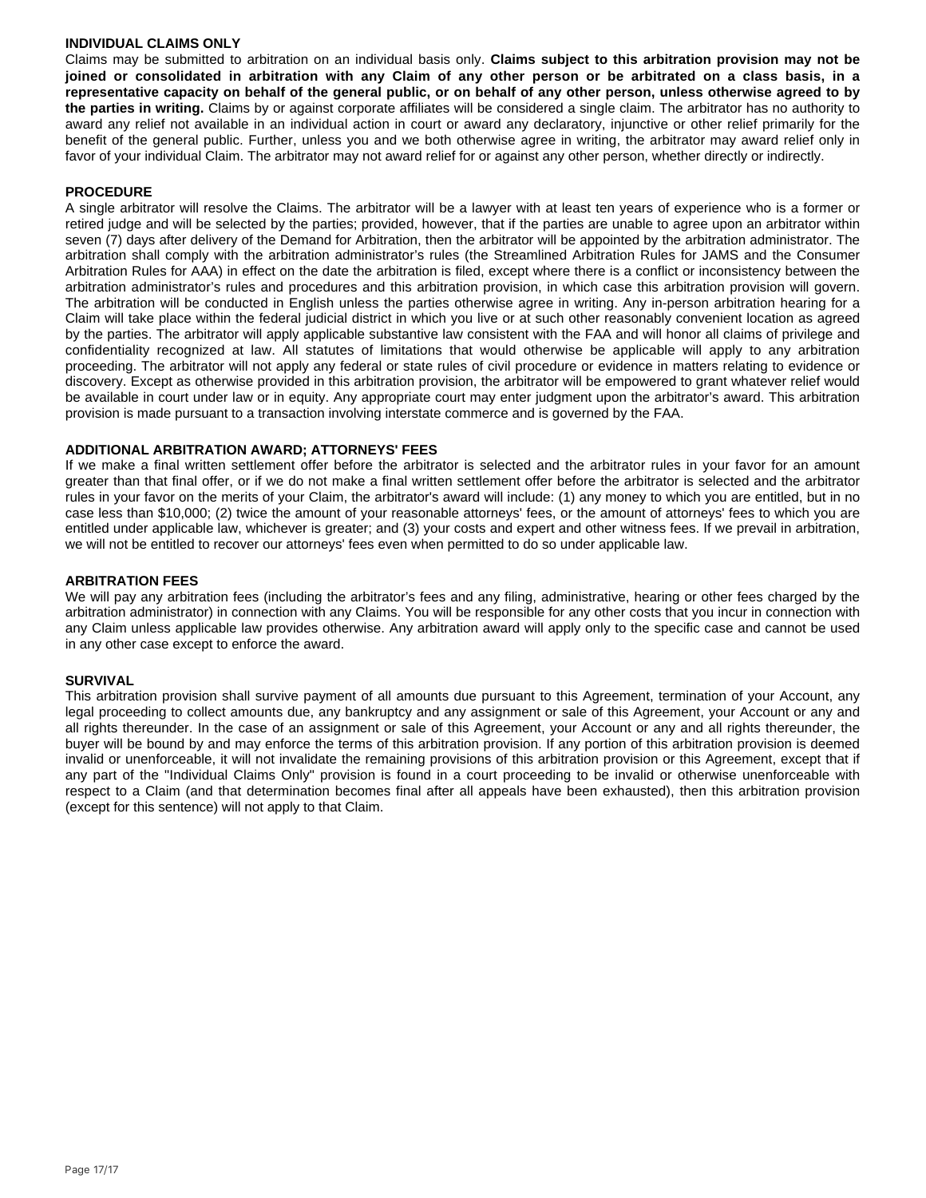**INDIVIDUAL CLAIMS ONLY**

Claims may be submitted to arbitration on an individual basis only. **Claims subject to this arbitration provision may not be joined or consolidated in arbitration with any Claim of any other person or be arbitrated on a class basis, in a representative capacity on behalf of the general public, or on behalf of any other person, unless otherwise agreed to by the parties in writing.** Claims by or against corporate affiliates will be considered a single claim. The arbitrator has no authority to award any relief not available in an individual action in court or award any declaratory, injunctive or other relief primarily for the benefit of the general public. Further, unless you and we both otherwise agree in writing, the arbitrator may award relief only in favor of your individual Claim. The arbitrator may not award relief for or against any other person, whether directly or indirectly.

**PROCEDURE**

A single arbitrator will resolve the Claims. The arbitrator will be a lawyer with at least ten years of experience who is a former or retired judge and will be selected by the parties; provided, however, that if the parties are unable to agree upon an arbitrator within seven (7) days after delivery of the Demand for Arbitration, then the arbitrator will be appointed by the arbitration administrator. The arbitration shall comply with the arbitration administrator's rules (the Streamlined Arbitration Rules for JAMS and the Consumer Arbitration Rules for AAA) in effect on the date the arbitration is filed, except where there is a conflict or inconsistency between the arbitration administrator's rules and procedures and this arbitration provision, in which case this arbitration provision will govern. The arbitration will be conducted in English unless the parties otherwise agree in writing. Any in-person arbitration hearing for a Claim will take place within the federal judicial district in which you live or at such other reasonably convenient location as agreed by the parties. The arbitrator will apply applicable substantive law consistent with the FAA and will honor all claims of privilege and confidentiality recognized at law. All statutes of limitations that would otherwise be applicable will apply to any arbitration proceeding. The arbitrator will not apply any federal or state rules of civil procedure or evidence in matters relating to evidence or discovery. Except as otherwise provided in this arbitration provision, the arbitrator will be empowered to grant whatever relief would be available in court under law or in equity. Any appropriate court may enter judgment upon the arbitrator's award. This arbitration provision is made pursuant to a transaction involving interstate commerce and is governed by the FAA.

**ADDITIONAL ARBITRATION AWARD; ATTORNEYS' FEES**

If we make a final written settlement offer before the arbitrator is selected and the arbitrator rules in your favor for an amount greater than that final offer, or if we do not make a final written settlement offer before the arbitrator is selected and the arbitrator rules in your favor on the merits of your Claim, the arbitrator's award will include: (1) any money to which you are entitled, but in no case less than $10,000; (2) twice the amount of your reasonable attorneys' fees, or the amount of attorneys' fees to which you are entitled under applicable law, whichever is greater; and (3) your costs and expert and other witness fees. If we prevail in arbitration, we will not be entitled to recover our attorneys' fees even when permitted to do so under applicable law.

**ARBITRATION FEES**

We will pay any arbitration fees (including the arbitrator's fees and any filing, administrative, hearing or other fees charged by the arbitration administrator) in connection with any Claims. You will be responsible for any other costs that you incur in connection with any Claim unless applicable law provides otherwise. Any arbitration award will apply only to the specific case and cannot be used in any other case except to enforce the award.

**SURVIVAL**

This arbitration provision shall survive payment of all amounts due pursuant to this Agreement, termination of your Account, any legal proceeding to collect amounts due, any bankruptcy and any assignment or sale of this Agreement, your Account or any and all rights thereunder. In the case of an assignment or sale of this Agreement, your Account or any and all rights thereunder, the buyer will be bound by and may enforce the terms of this arbitration provision. If any portion of this arbitration provision is deemed invalid or unenforceable, it will not invalidate the remaining provisions of this arbitration provision or this Agreement, except that if any part of the "Individual Claims Only" provision is found in a court proceeding to be invalid or otherwise unenforceable with respect to a Claim (and that determination becomes final after all appeals have been exhausted), then this arbitration provision (except for this sentence) will not apply to that Claim.